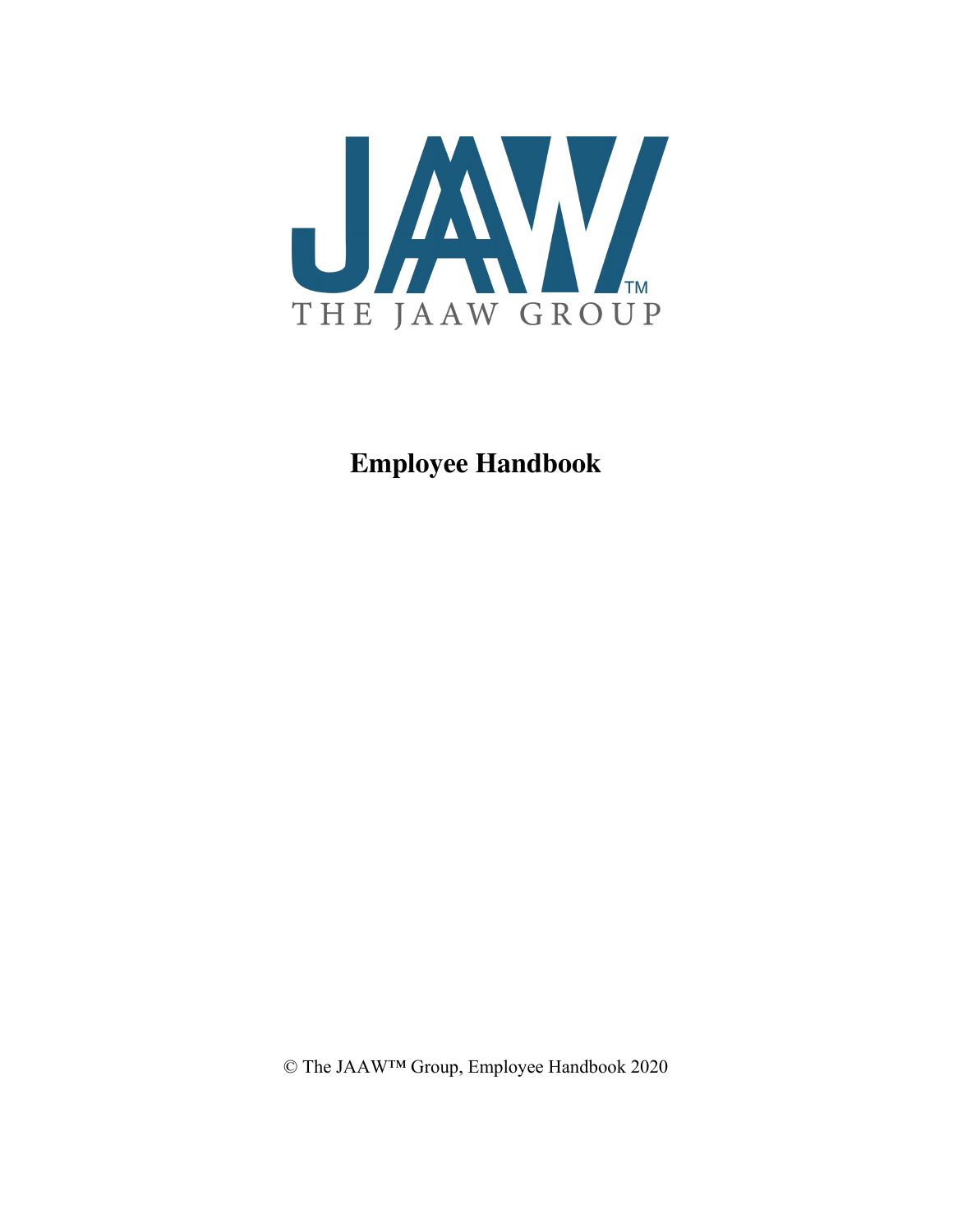JAAW™

THE JAAW GROUP

# Employee Handbook

© The JAAW™ Group, Employee Handbook 2020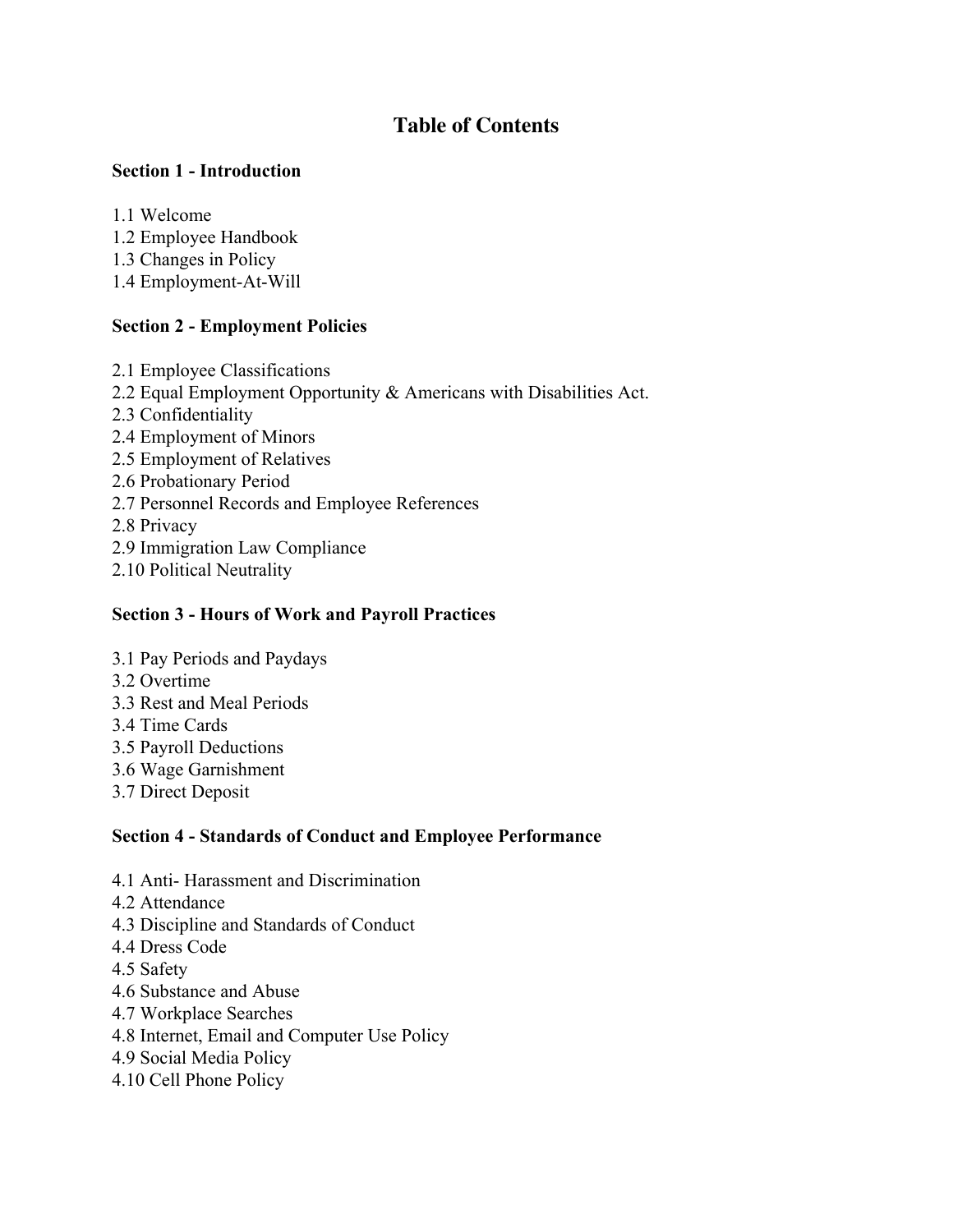# Table of Contents

**Section 1 - Introduction**

1.1 Welcome
1.2 Employee Handbook
1.3 Changes in Policy
1.4 Employment-At-Will

**Section 2 - Employment Policies**

2.1 Employee Classifications
2.2 Equal Employment Opportunity & Americans with Disabilities Act.
2.3 Confidentiality
2.4 Employment of Minors
2.5 Employment of Relatives
2.6 Probationary Period
2.7 Personnel Records and Employee References
2.8 Privacy
2.9 Immigration Law Compliance
2.10 Political Neutrality

**Section 3 - Hours of Work and Payroll Practices**

3.1 Pay Periods and Paydays
3.2 Overtime
3.3 Rest and Meal Periods
3.4 Time Cards
3.5 Payroll Deductions
3.6 Wage Garnishment
3.7 Direct Deposit

**Section 4 - Standards of Conduct and Employee Performance**

4.1 Anti- Harassment and Discrimination
4.2 Attendance
4.3 Discipline and Standards of Conduct
4.4 Dress Code
4.5 Safety
4.6 Substance and Abuse
4.7 Workplace Searches
4.8 Internet, Email and Computer Use Policy
4.9 Social Media Policy
4.10 Cell Phone Policy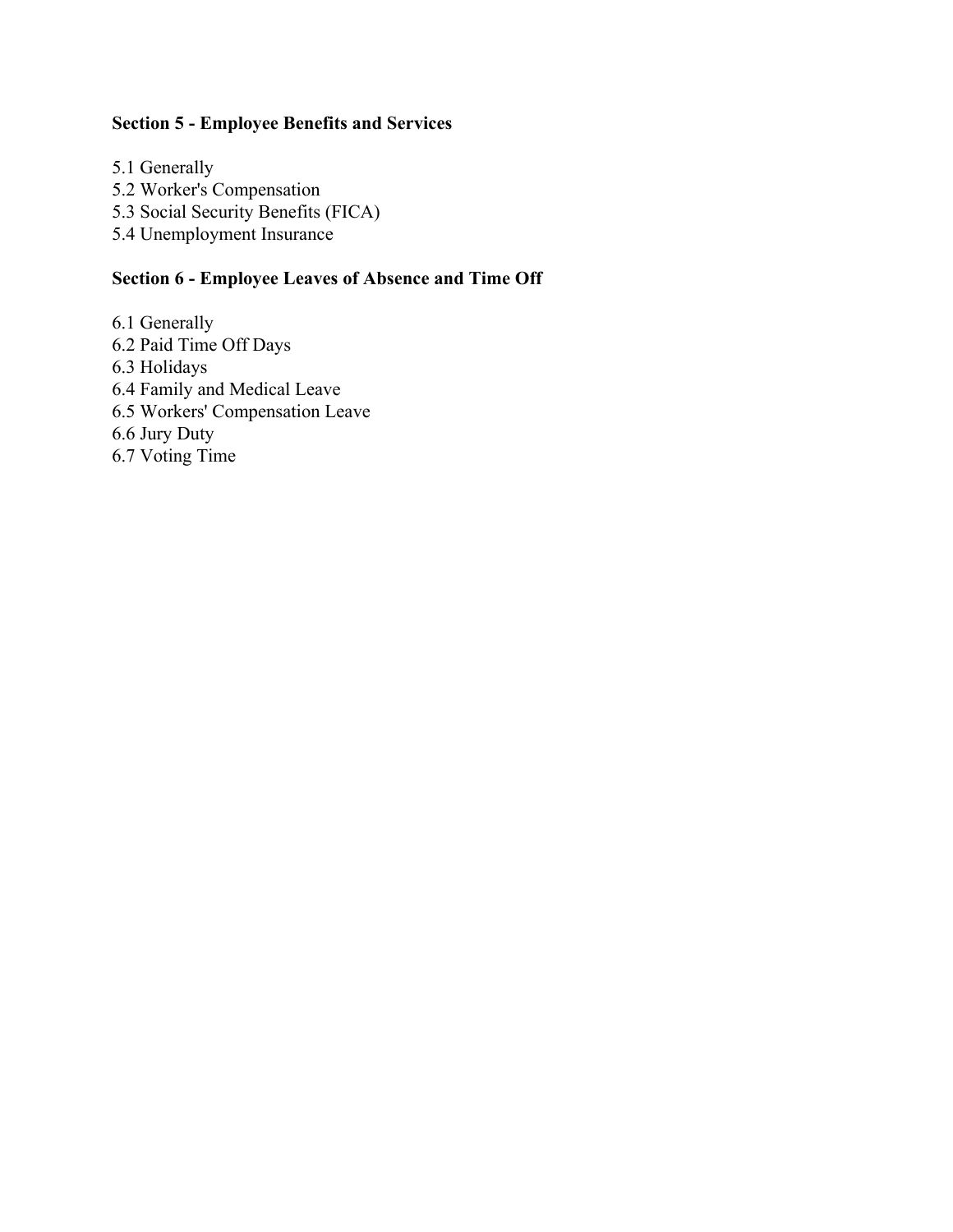**Section 5 - Employee Benefits and Services**

5.1 Generally
5.2 Worker's Compensation
5.3 Social Security Benefits (FICA)
5.4 Unemployment Insurance

**Section 6 - Employee Leaves of Absence and Time Off**

6.1 Generally
6.2 Paid Time Off Days
6.3 Holidays
6.4 Family and Medical Leave
6.5 Workers' Compensation Leave
6.6 Jury Duty
6.7 Voting Time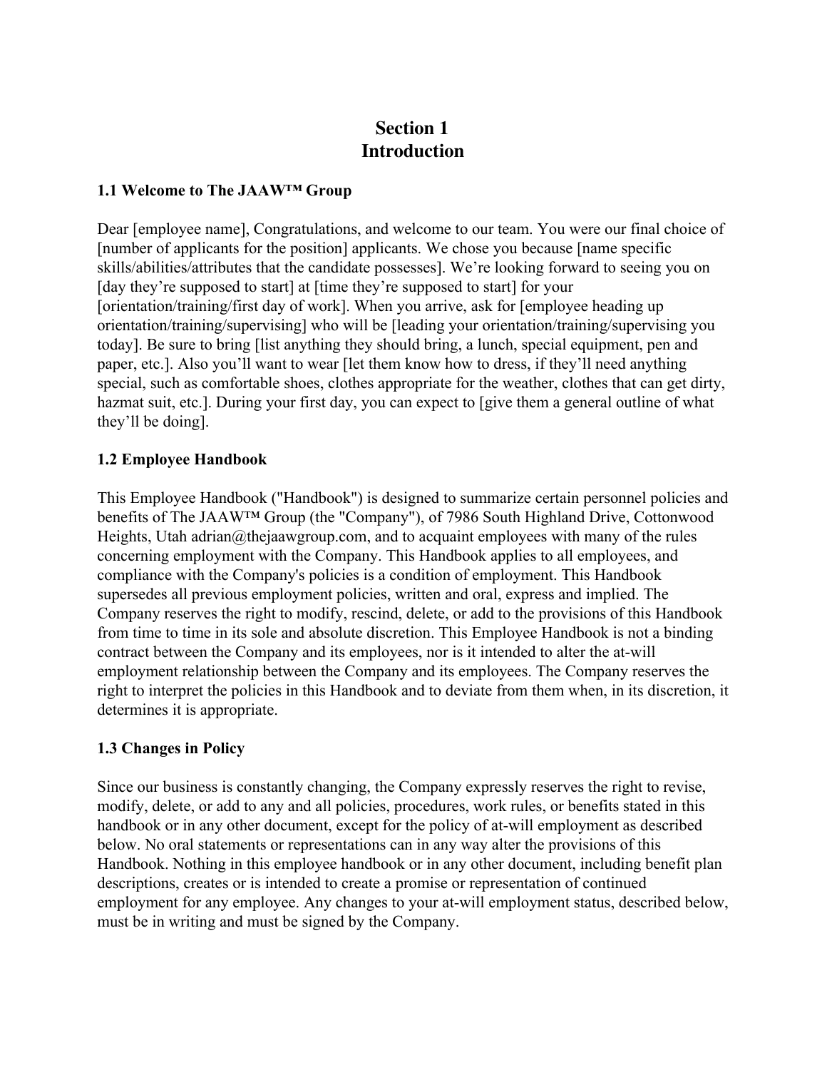# Section 1
# Introduction

### 1.1 Welcome to The JAAW™ Group

Dear [employee name], Congratulations, and welcome to our team. You were our final choice of [number of applicants for the position] applicants. We chose you because [name specific skills/abilities/attributes that the candidate possesses]. We're looking forward to seeing you on [day they're supposed to start] at [time they're supposed to start] for your [orientation/training/first day of work]. When you arrive, ask for [employee heading up orientation/training/supervising] who will be [leading your orientation/training/supervising you today]. Be sure to bring [list anything they should bring, a lunch, special equipment, pen and paper, etc.]. Also you'll want to wear [let them know how to dress, if they'll need anything special, such as comfortable shoes, clothes appropriate for the weather, clothes that can get dirty, hazmat suit, etc.]. During your first day, you can expect to [give them a general outline of what they'll be doing].

### 1.2 Employee Handbook

This Employee Handbook ("Handbook") is designed to summarize certain personnel policies and benefits of The JAAW™ Group (the "Company"), of 7986 South Highland Drive, Cottonwood Heights, Utah adrian@thejaawgroup.com, and to acquaint employees with many of the rules concerning employment with the Company. This Handbook applies to all employees, and compliance with the Company's policies is a condition of employment. This Handbook supersedes all previous employment policies, written and oral, express and implied. The Company reserves the right to modify, rescind, delete, or add to the provisions of this Handbook from time to time in its sole and absolute discretion. This Employee Handbook is not a binding contract between the Company and its employees, nor is it intended to alter the at-will employment relationship between the Company and its employees. The Company reserves the right to interpret the policies in this Handbook and to deviate from them when, in its discretion, it determines it is appropriate.

### 1.3 Changes in Policy

Since our business is constantly changing, the Company expressly reserves the right to revise, modify, delete, or add to any and all policies, procedures, work rules, or benefits stated in this handbook or in any other document, except for the policy of at-will employment as described below. No oral statements or representations can in any way alter the provisions of this Handbook. Nothing in this employee handbook or in any other document, including benefit plan descriptions, creates or is intended to create a promise or representation of continued employment for any employee. Any changes to your at-will employment status, described below, must be in writing and must be signed by the Company.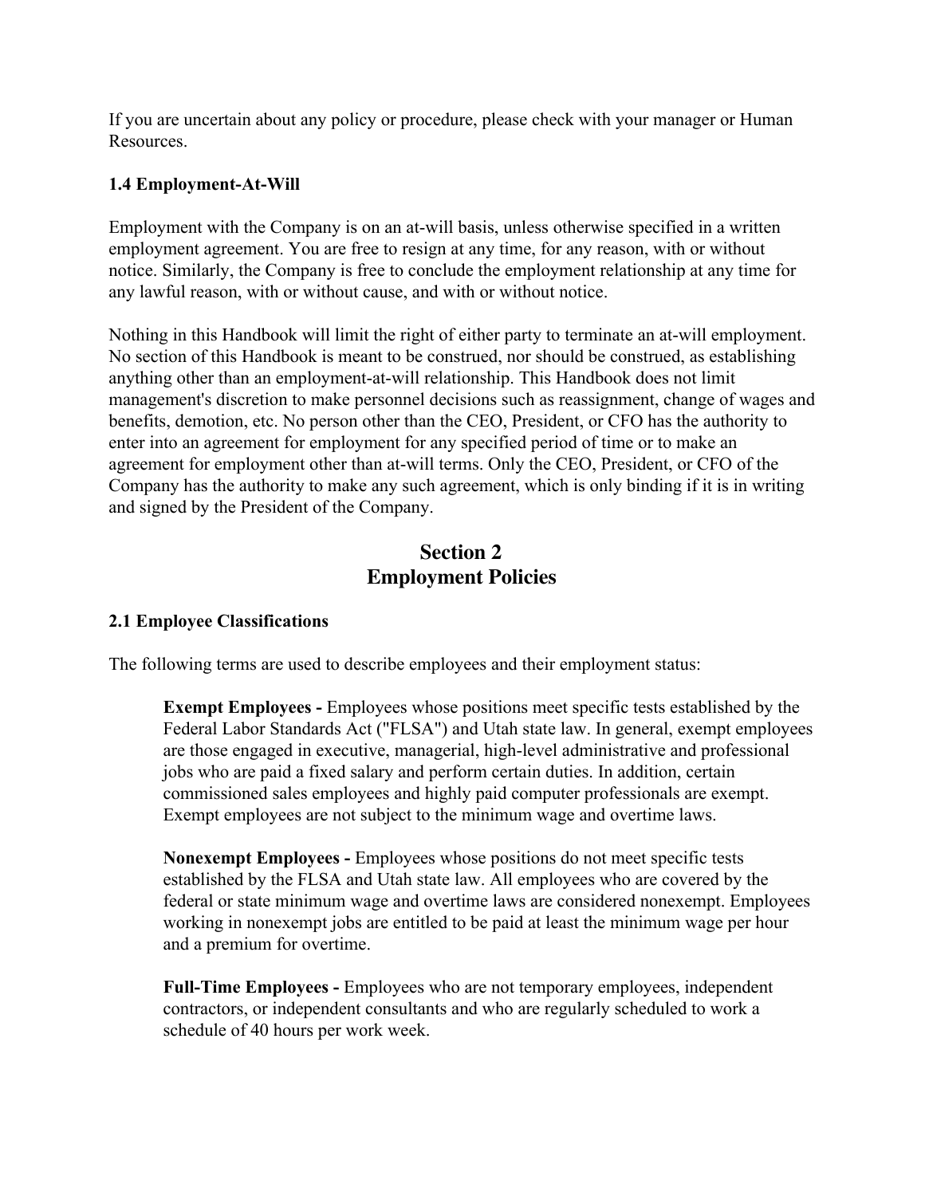If you are uncertain about any policy or procedure, please check with your manager or Human Resources.

### 1.4 Employment-At-Will

Employment with the Company is on an at-will basis, unless otherwise specified in a written employment agreement. You are free to resign at any time, for any reason, with or without notice. Similarly, the Company is free to conclude the employment relationship at any time for any lawful reason, with or without cause, and with or without notice.

Nothing in this Handbook will limit the right of either party to terminate an at-will employment. No section of this Handbook is meant to be construed, nor should be construed, as establishing anything other than an employment-at-will relationship. This Handbook does not limit management's discretion to make personnel decisions such as reassignment, change of wages and benefits, demotion, etc. No person other than the CEO, President, or CFO has the authority to enter into an agreement for employment for any specified period of time or to make an agreement for employment other than at-will terms. Only the CEO, President, or CFO of the Company has the authority to make any such agreement, which is only binding if it is in writing and signed by the President of the Company.

## Section 2
## Employment Policies

### 2.1 Employee Classifications

The following terms are used to describe employees and their employment status:

> **Exempt Employees -** Employees whose positions meet specific tests established by the Federal Labor Standards Act ("FLSA") and Utah state law. In general, exempt employees are those engaged in executive, managerial, high-level administrative and professional jobs who are paid a fixed salary and perform certain duties. In addition, certain commissioned sales employees and highly paid computer professionals are exempt. Exempt employees are not subject to the minimum wage and overtime laws.
>
> **Nonexempt Employees -** Employees whose positions do not meet specific tests established by the FLSA and Utah state law. All employees who are covered by the federal or state minimum wage and overtime laws are considered nonexempt. Employees working in nonexempt jobs are entitled to be paid at least the minimum wage per hour and a premium for overtime.
>
> **Full-Time Employees -** Employees who are not temporary employees, independent contractors, or independent consultants and who are regularly scheduled to work a schedule of 40 hours per work week.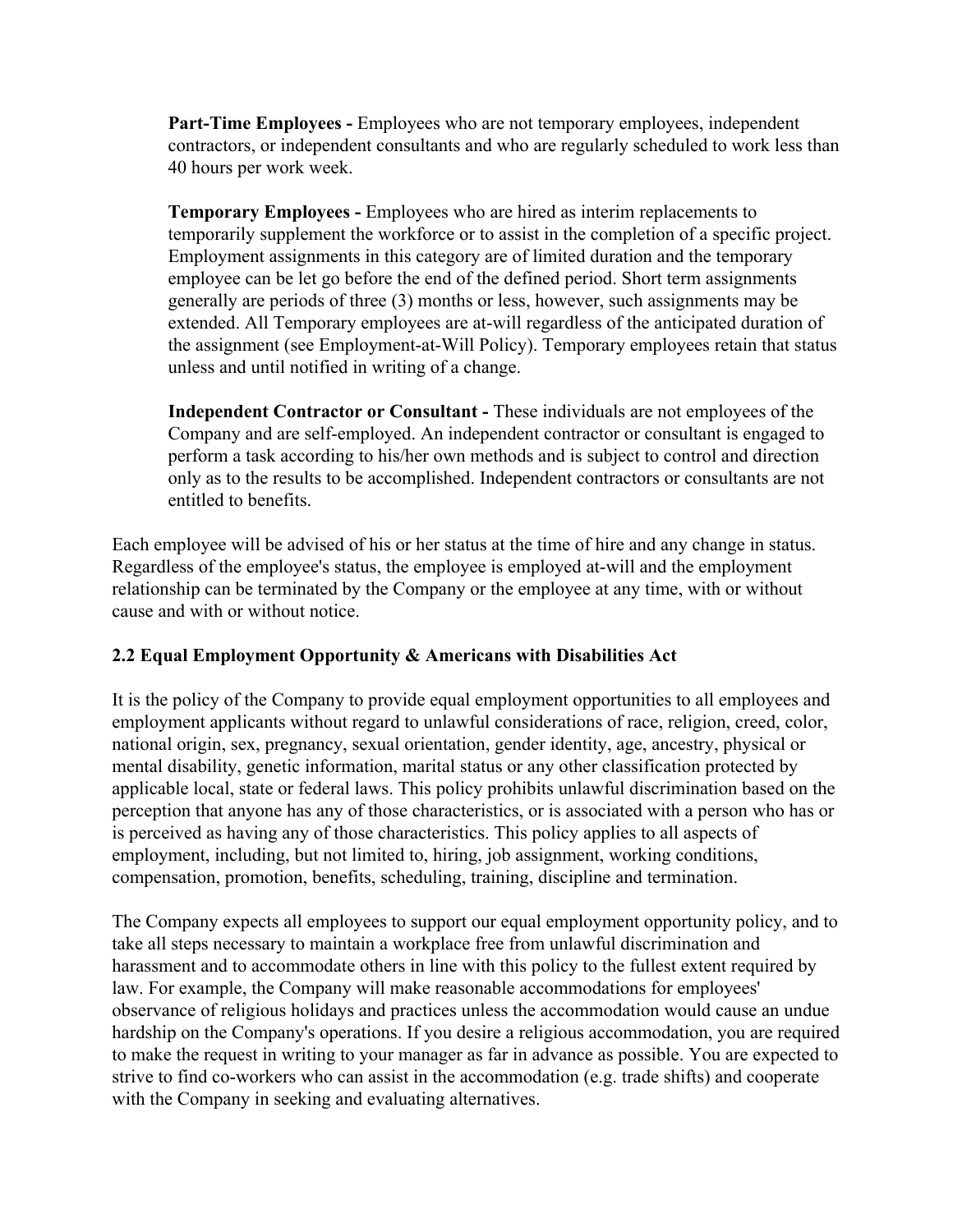**Part-Time Employees -** Employees who are not temporary employees, independent contractors, or independent consultants and who are regularly scheduled to work less than 40 hours per work week.

**Temporary Employees -** Employees who are hired as interim replacements to temporarily supplement the workforce or to assist in the completion of a specific project. Employment assignments in this category are of limited duration and the temporary employee can be let go before the end of the defined period. Short term assignments generally are periods of three (3) months or less, however, such assignments may be extended. All Temporary employees are at-will regardless of the anticipated duration of the assignment (see Employment-at-Will Policy). Temporary employees retain that status unless and until notified in writing of a change.

**Independent Contractor or Consultant -** These individuals are not employees of the Company and are self-employed. An independent contractor or consultant is engaged to perform a task according to his/her own methods and is subject to control and direction only as to the results to be accomplished. Independent contractors or consultants are not entitled to benefits.

Each employee will be advised of his or her status at the time of hire and any change in status. Regardless of the employee's status, the employee is employed at-will and the employment relationship can be terminated by the Company or the employee at any time, with or without cause and with or without notice.

### 2.2 Equal Employment Opportunity & Americans with Disabilities Act

It is the policy of the Company to provide equal employment opportunities to all employees and employment applicants without regard to unlawful considerations of race, religion, creed, color, national origin, sex, pregnancy, sexual orientation, gender identity, age, ancestry, physical or mental disability, genetic information, marital status or any other classification protected by applicable local, state or federal laws. This policy prohibits unlawful discrimination based on the perception that anyone has any of those characteristics, or is associated with a person who has or is perceived as having any of those characteristics. This policy applies to all aspects of employment, including, but not limited to, hiring, job assignment, working conditions, compensation, promotion, benefits, scheduling, training, discipline and termination.

The Company expects all employees to support our equal employment opportunity policy, and to take all steps necessary to maintain a workplace free from unlawful discrimination and harassment and to accommodate others in line with this policy to the fullest extent required by law. For example, the Company will make reasonable accommodations for employees' observance of religious holidays and practices unless the accommodation would cause an undue hardship on the Company's operations. If you desire a religious accommodation, you are required to make the request in writing to your manager as far in advance as possible. You are expected to strive to find co-workers who can assist in the accommodation (e.g. trade shifts) and cooperate with the Company in seeking and evaluating alternatives.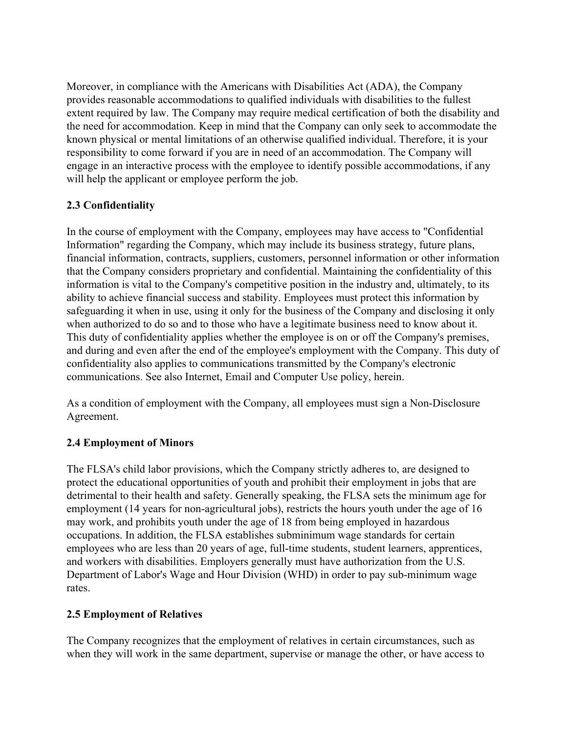Moreover, in compliance with the Americans with Disabilities Act (ADA), the Company provides reasonable accommodations to qualified individuals with disabilities to the fullest extent required by law. The Company may require medical certification of both the disability and the need for accommodation. Keep in mind that the Company can only seek to accommodate the known physical or mental limitations of an otherwise qualified individual. Therefore, it is your responsibility to come forward if you are in need of an accommodation. The Company will engage in an interactive process with the employee to identify possible accommodations, if any will help the applicant or employee perform the job.

### 2.3 Confidentiality

In the course of employment with the Company, employees may have access to "Confidential Information" regarding the Company, which may include its business strategy, future plans, financial information, contracts, suppliers, customers, personnel information or other information that the Company considers proprietary and confidential. Maintaining the confidentiality of this information is vital to the Company's competitive position in the industry and, ultimately, to its ability to achieve financial success and stability. Employees must protect this information by safeguarding it when in use, using it only for the business of the Company and disclosing it only when authorized to do so and to those who have a legitimate business need to know about it. This duty of confidentiality applies whether the employee is on or off the Company's premises, and during and even after the end of the employee's employment with the Company. This duty of confidentiality also applies to communications transmitted by the Company's electronic communications. See also Internet, Email and Computer Use policy, herein.

As a condition of employment with the Company, all employees must sign a Non-Disclosure Agreement.

### 2.4 Employment of Minors

The FLSA's child labor provisions, which the Company strictly adheres to, are designed to protect the educational opportunities of youth and prohibit their employment in jobs that are detrimental to their health and safety. Generally speaking, the FLSA sets the minimum age for employment (14 years for non-agricultural jobs), restricts the hours youth under the age of 16 may work, and prohibits youth under the age of 18 from being employed in hazardous occupations. In addition, the FLSA establishes subminimum wage standards for certain employees who are less than 20 years of age, full-time students, student learners, apprentices, and workers with disabilities. Employers generally must have authorization from the U.S. Department of Labor's Wage and Hour Division (WHD) in order to pay sub-minimum wage rates.

### 2.5 Employment of Relatives

The Company recognizes that the employment of relatives in certain circumstances, such as when they will work in the same department, supervise or manage the other, or have access to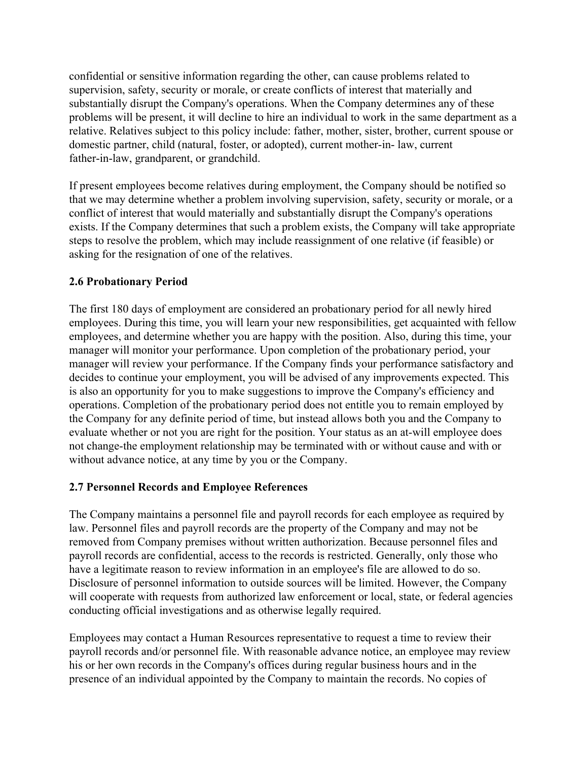confidential or sensitive information regarding the other, can cause problems related to supervision, safety, security or morale, or create conflicts of interest that materially and substantially disrupt the Company's operations. When the Company determines any of these problems will be present, it will decline to hire an individual to work in the same department as a relative. Relatives subject to this policy include: father, mother, sister, brother, current spouse or domestic partner, child (natural, foster, or adopted), current mother-in- law, current father-in-law, grandparent, or grandchild.

If present employees become relatives during employment, the Company should be notified so that we may determine whether a problem involving supervision, safety, security or morale, or a conflict of interest that would materially and substantially disrupt the Company's operations exists. If the Company determines that such a problem exists, the Company will take appropriate steps to resolve the problem, which may include reassignment of one relative (if feasible) or asking for the resignation of one of the relatives.

**2.6 Probationary Period**

The first 180 days of employment are considered an probationary period for all newly hired employees. During this time, you will learn your new responsibilities, get acquainted with fellow employees, and determine whether you are happy with the position. Also, during this time, your manager will monitor your performance. Upon completion of the probationary period, your manager will review your performance. If the Company finds your performance satisfactory and decides to continue your employment, you will be advised of any improvements expected. This is also an opportunity for you to make suggestions to improve the Company's efficiency and operations. Completion of the probationary period does not entitle you to remain employed by the Company for any definite period of time, but instead allows both you and the Company to evaluate whether or not you are right for the position. Your status as an at-will employee does not change-the employment relationship may be terminated with or without cause and with or without advance notice, at any time by you or the Company.

**2.7 Personnel Records and Employee References**

The Company maintains a personnel file and payroll records for each employee as required by law. Personnel files and payroll records are the property of the Company and may not be removed from Company premises without written authorization. Because personnel files and payroll records are confidential, access to the records is restricted. Generally, only those who have a legitimate reason to review information in an employee's file are allowed to do so. Disclosure of personnel information to outside sources will be limited. However, the Company will cooperate with requests from authorized law enforcement or local, state, or federal agencies conducting official investigations and as otherwise legally required.

Employees may contact a Human Resources representative to request a time to review their payroll records and/or personnel file. With reasonable advance notice, an employee may review his or her own records in the Company's offices during regular business hours and in the presence of an individual appointed by the Company to maintain the records. No copies of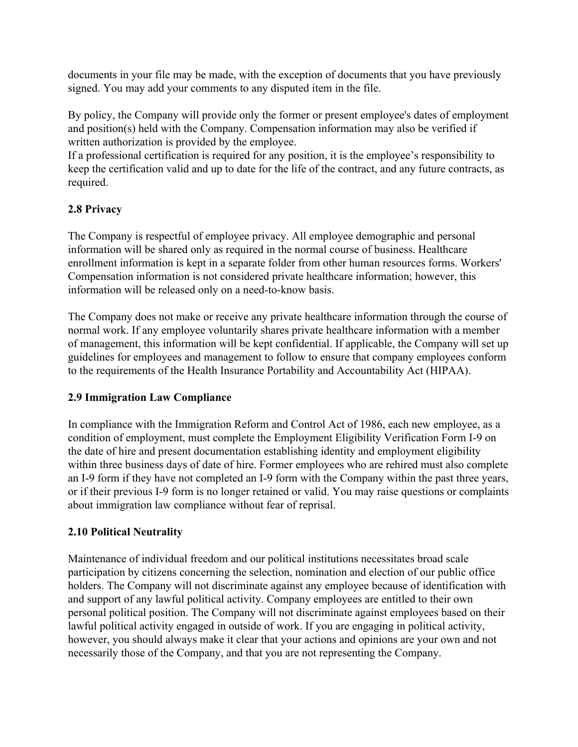documents in your file may be made, with the exception of documents that you have previously signed. You may add your comments to any disputed item in the file.

By policy, the Company will provide only the former or present employee's dates of employment and position(s) held with the Company. Compensation information may also be verified if written authorization is provided by the employee.
If a professional certification is required for any position, it is the employee's responsibility to keep the certification valid and up to date for the life of the contract, and any future contracts, as required.

### 2.8 Privacy

The Company is respectful of employee privacy. All employee demographic and personal information will be shared only as required in the normal course of business. Healthcare enrollment information is kept in a separate folder from other human resources forms. Workers' Compensation information is not considered private healthcare information; however, this information will be released only on a need-to-know basis.

The Company does not make or receive any private healthcare information through the course of normal work. If any employee voluntarily shares private healthcare information with a member of management, this information will be kept confidential. If applicable, the Company will set up guidelines for employees and management to follow to ensure that company employees conform to the requirements of the Health Insurance Portability and Accountability Act (HIPAA).

### 2.9 Immigration Law Compliance

In compliance with the Immigration Reform and Control Act of 1986, each new employee, as a condition of employment, must complete the Employment Eligibility Verification Form I-9 on the date of hire and present documentation establishing identity and employment eligibility within three business days of date of hire. Former employees who are rehired must also complete an I-9 form if they have not completed an I-9 form with the Company within the past three years, or if their previous I-9 form is no longer retained or valid. You may raise questions or complaints about immigration law compliance without fear of reprisal.

### 2.10 Political Neutrality

Maintenance of individual freedom and our political institutions necessitates broad scale participation by citizens concerning the selection, nomination and election of our public office holders. The Company will not discriminate against any employee because of identification with and support of any lawful political activity. Company employees are entitled to their own personal political position. The Company will not discriminate against employees based on their lawful political activity engaged in outside of work. If you are engaging in political activity, however, you should always make it clear that your actions and opinions are your own and not necessarily those of the Company, and that you are not representing the Company.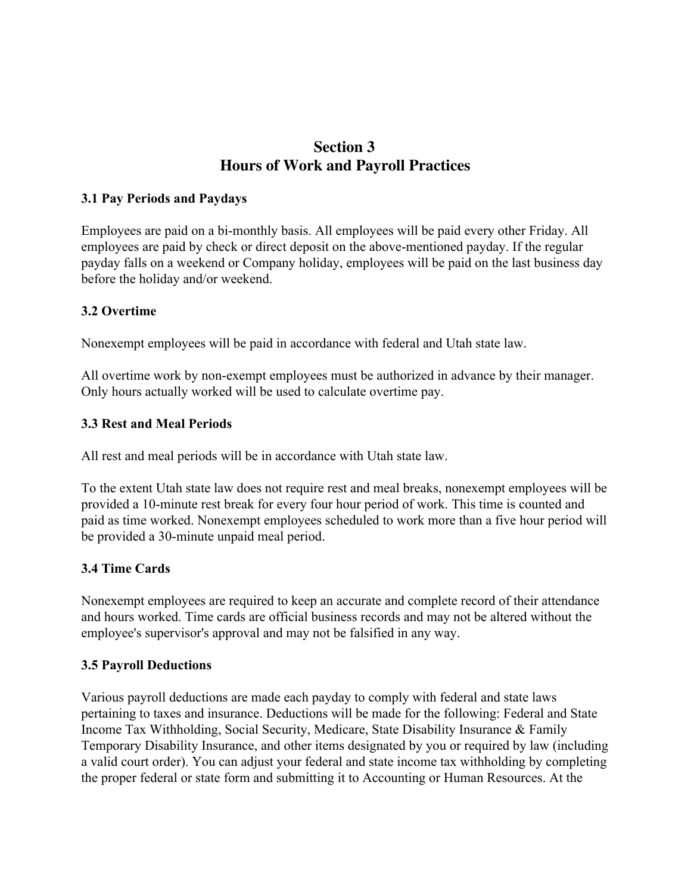# Section 3
# Hours of Work and Payroll Practices

### 3.1 Pay Periods and Paydays

Employees are paid on a bi-monthly basis. All employees will be paid every other Friday. All employees are paid by check or direct deposit on the above-mentioned payday. If the regular payday falls on a weekend or Company holiday, employees will be paid on the last business day before the holiday and/or weekend.

### 3.2 Overtime

Nonexempt employees will be paid in accordance with federal and Utah state law.

All overtime work by non-exempt employees must be authorized in advance by their manager. Only hours actually worked will be used to calculate overtime pay.

### 3.3 Rest and Meal Periods

All rest and meal periods will be in accordance with Utah state law.

To the extent Utah state law does not require rest and meal breaks, nonexempt employees will be provided a 10-minute rest break for every four hour period of work. This time is counted and paid as time worked. Nonexempt employees scheduled to work more than a five hour period will be provided a 30-minute unpaid meal period.

### 3.4 Time Cards

Nonexempt employees are required to keep an accurate and complete record of their attendance and hours worked. Time cards are official business records and may not be altered without the employee's supervisor's approval and may not be falsified in any way.

### 3.5 Payroll Deductions

Various payroll deductions are made each payday to comply with federal and state laws pertaining to taxes and insurance. Deductions will be made for the following: Federal and State Income Tax Withholding, Social Security, Medicare, State Disability Insurance & Family Temporary Disability Insurance, and other items designated by you or required by law (including a valid court order). You can adjust your federal and state income tax withholding by completing the proper federal or state form and submitting it to Accounting or Human Resources. At the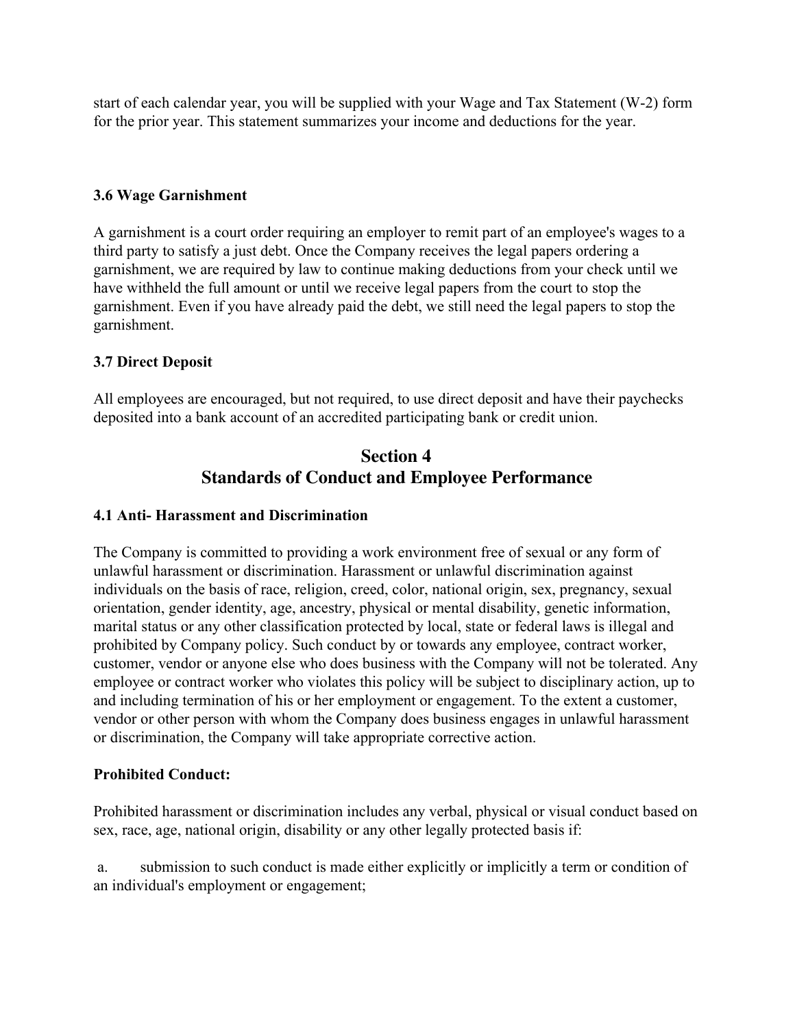start of each calendar year, you will be supplied with your Wage and Tax Statement (W-2) form for the prior year. This statement summarizes your income and deductions for the year.

### 3.6 Wage Garnishment

A garnishment is a court order requiring an employer to remit part of an employee's wages to a third party to satisfy a just debt. Once the Company receives the legal papers ordering a garnishment, we are required by law to continue making deductions from your check until we have withheld the full amount or until we receive legal papers from the court to stop the garnishment. Even if you have already paid the debt, we still need the legal papers to stop the garnishment.

### 3.7 Direct Deposit

All employees are encouraged, but not required, to use direct deposit and have their paychecks deposited into a bank account of an accredited participating bank or credit union.

## Section 4
## Standards of Conduct and Employee Performance

### 4.1 Anti- Harassment and Discrimination

The Company is committed to providing a work environment free of sexual or any form of unlawful harassment or discrimination. Harassment or unlawful discrimination against individuals on the basis of race, religion, creed, color, national origin, sex, pregnancy, sexual orientation, gender identity, age, ancestry, physical or mental disability, genetic information, marital status or any other classification protected by local, state or federal laws is illegal and prohibited by Company policy. Such conduct by or towards any employee, contract worker, customer, vendor or anyone else who does business with the Company will not be tolerated. Any employee or contract worker who violates this policy will be subject to disciplinary action, up to and including termination of his or her employment or engagement. To the extent a customer, vendor or other person with whom the Company does business engages in unlawful harassment or discrimination, the Company will take appropriate corrective action.

**Prohibited Conduct:**

Prohibited harassment or discrimination includes any verbal, physical or visual conduct based on sex, race, age, national origin, disability or any other legally protected basis if:

a. submission to such conduct is made either explicitly or implicitly a term or condition of an individual's employment or engagement;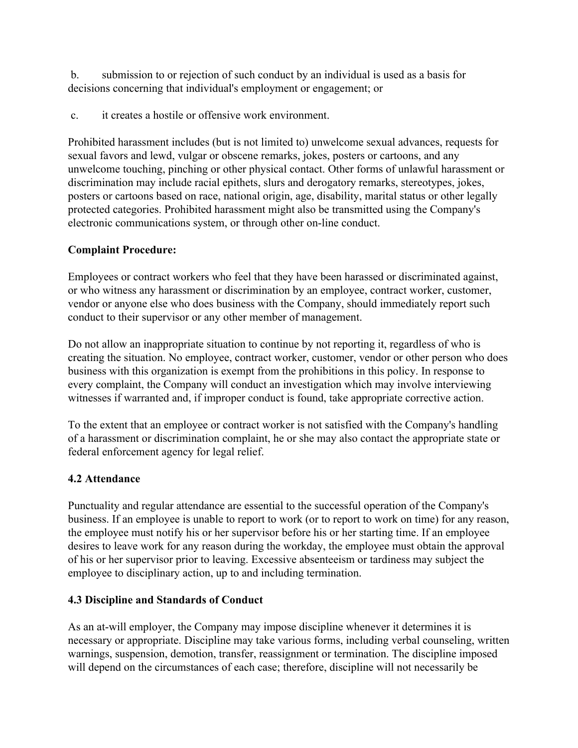b. submission to or rejection of such conduct by an individual is used as a basis for decisions concerning that individual's employment or engagement; or

c. it creates a hostile or offensive work environment.

Prohibited harassment includes (but is not limited to) unwelcome sexual advances, requests for sexual favors and lewd, vulgar or obscene remarks, jokes, posters or cartoons, and any unwelcome touching, pinching or other physical contact. Other forms of unlawful harassment or discrimination may include racial epithets, slurs and derogatory remarks, stereotypes, jokes, posters or cartoons based on race, national origin, age, disability, marital status or other legally protected categories. Prohibited harassment might also be transmitted using the Company's electronic communications system, or through other on-line conduct.

**Complaint Procedure:**

Employees or contract workers who feel that they have been harassed or discriminated against, or who witness any harassment or discrimination by an employee, contract worker, customer, vendor or anyone else who does business with the Company, should immediately report such conduct to their supervisor or any other member of management.

Do not allow an inappropriate situation to continue by not reporting it, regardless of who is creating the situation. No employee, contract worker, customer, vendor or other person who does business with this organization is exempt from the prohibitions in this policy. In response to every complaint, the Company will conduct an investigation which may involve interviewing witnesses if warranted and, if improper conduct is found, take appropriate corrective action.

To the extent that an employee or contract worker is not satisfied with the Company's handling of a harassment or discrimination complaint, he or she may also contact the appropriate state or federal enforcement agency for legal relief.

### 4.2 Attendance

Punctuality and regular attendance are essential to the successful operation of the Company's business. If an employee is unable to report to work (or to report to work on time) for any reason, the employee must notify his or her supervisor before his or her starting time. If an employee desires to leave work for any reason during the workday, the employee must obtain the approval of his or her supervisor prior to leaving. Excessive absenteeism or tardiness may subject the employee to disciplinary action, up to and including termination.

### 4.3 Discipline and Standards of Conduct

As an at-will employer, the Company may impose discipline whenever it determines it is necessary or appropriate. Discipline may take various forms, including verbal counseling, written warnings, suspension, demotion, transfer, reassignment or termination. The discipline imposed will depend on the circumstances of each case; therefore, discipline will not necessarily be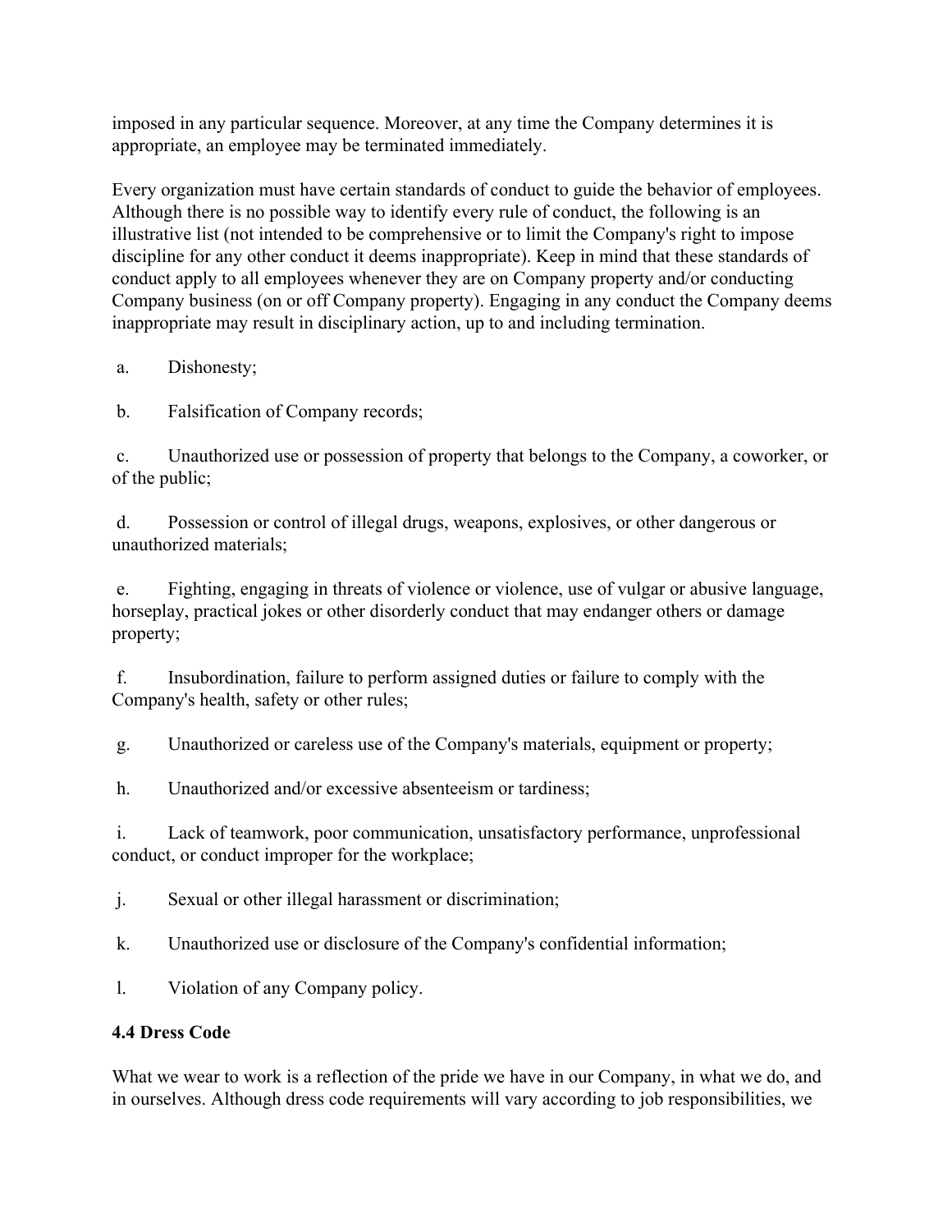imposed in any particular sequence. Moreover, at any time the Company determines it is appropriate, an employee may be terminated immediately.

Every organization must have certain standards of conduct to guide the behavior of employees. Although there is no possible way to identify every rule of conduct, the following is an illustrative list (not intended to be comprehensive or to limit the Company's right to impose discipline for any other conduct it deems inappropriate). Keep in mind that these standards of conduct apply to all employees whenever they are on Company property and/or conducting Company business (on or off Company property). Engaging in any conduct the Company deems inappropriate may result in disciplinary action, up to and including termination.

a. Dishonesty;

b. Falsification of Company records;

c. Unauthorized use or possession of property that belongs to the Company, a coworker, or of the public;

d. Possession or control of illegal drugs, weapons, explosives, or other dangerous or unauthorized materials;

e. Fighting, engaging in threats of violence or violence, use of vulgar or abusive language, horseplay, practical jokes or other disorderly conduct that may endanger others or damage property;

f. Insubordination, failure to perform assigned duties or failure to comply with the Company's health, safety or other rules;

g. Unauthorized or careless use of the Company's materials, equipment or property;

h. Unauthorized and/or excessive absenteeism or tardiness;

i. Lack of teamwork, poor communication, unsatisfactory performance, unprofessional conduct, or conduct improper for the workplace;

j. Sexual or other illegal harassment or discrimination;

k. Unauthorized use or disclosure of the Company's confidential information;

l. Violation of any Company policy.

**4.4 Dress Code**

What we wear to work is a reflection of the pride we have in our Company, in what we do, and in ourselves. Although dress code requirements will vary according to job responsibilities, we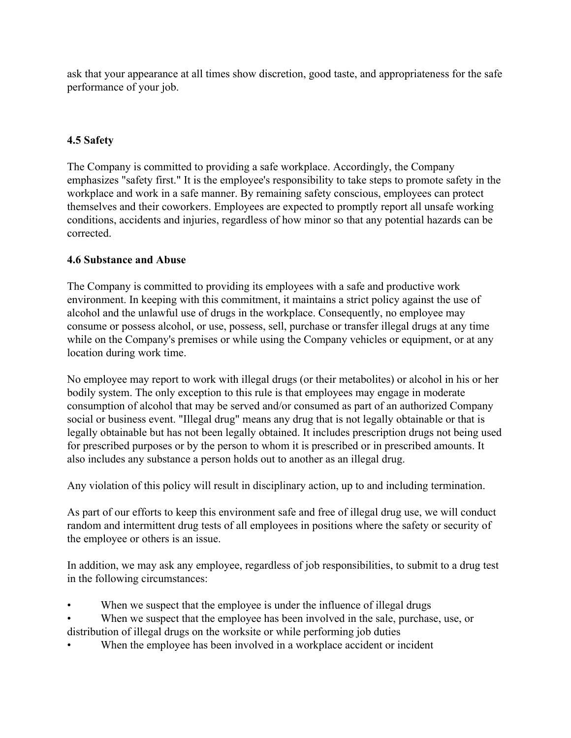ask that your appearance at all times show discretion, good taste, and appropriateness for the safe performance of your job.

### 4.5 Safety

The Company is committed to providing a safe workplace. Accordingly, the Company emphasizes "safety first." It is the employee's responsibility to take steps to promote safety in the workplace and work in a safe manner. By remaining safety conscious, employees can protect themselves and their coworkers. Employees are expected to promptly report all unsafe working conditions, accidents and injuries, regardless of how minor so that any potential hazards can be corrected.

### 4.6 Substance and Abuse

The Company is committed to providing its employees with a safe and productive work environment. In keeping with this commitment, it maintains a strict policy against the use of alcohol and the unlawful use of drugs in the workplace. Consequently, no employee may consume or possess alcohol, or use, possess, sell, purchase or transfer illegal drugs at any time while on the Company's premises or while using the Company vehicles or equipment, or at any location during work time.

No employee may report to work with illegal drugs (or their metabolites) or alcohol in his or her bodily system. The only exception to this rule is that employees may engage in moderate consumption of alcohol that may be served and/or consumed as part of an authorized Company social or business event. "Illegal drug" means any drug that is not legally obtainable or that is legally obtainable but has not been legally obtained. It includes prescription drugs not being used for prescribed purposes or by the person to whom it is prescribed or in prescribed amounts. It also includes any substance a person holds out to another as an illegal drug.

Any violation of this policy will result in disciplinary action, up to and including termination.

As part of our efforts to keep this environment safe and free of illegal drug use, we will conduct random and intermittent drug tests of all employees in positions where the safety or security of the employee or others is an issue.

In addition, we may ask any employee, regardless of job responsibilities, to submit to a drug test in the following circumstances:

- When we suspect that the employee is under the influence of illegal drugs
- When we suspect that the employee has been involved in the sale, purchase, use, or distribution of illegal drugs on the worksite or while performing job duties
- When the employee has been involved in a workplace accident or incident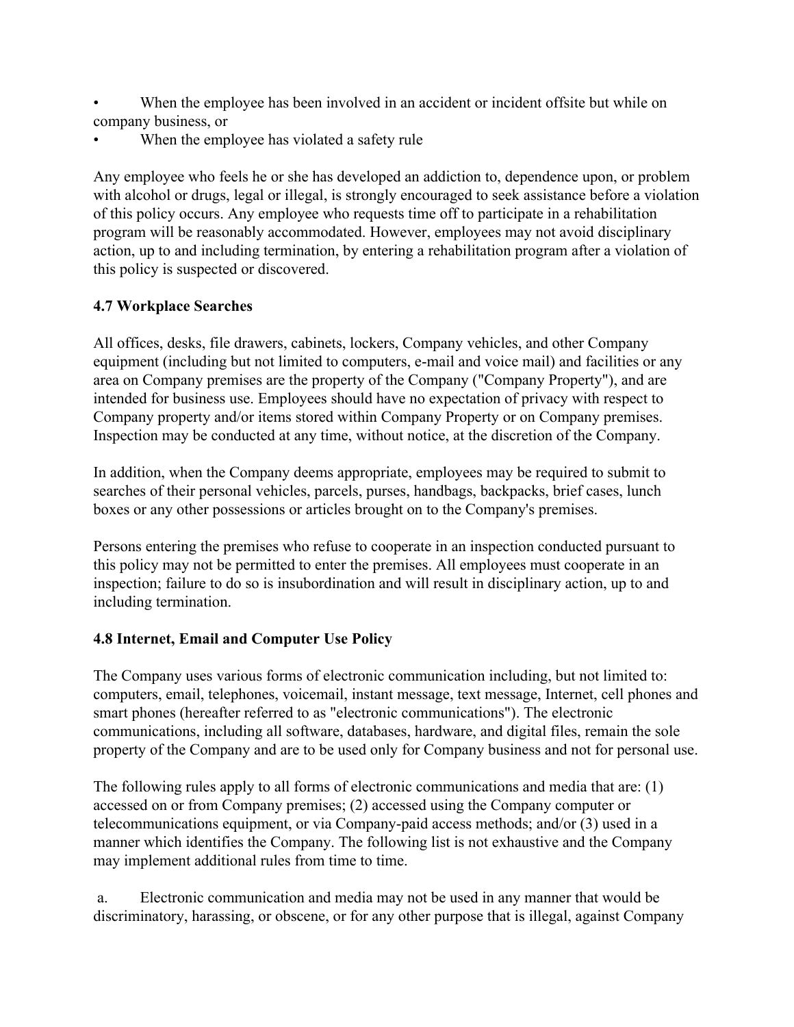- When the employee has been involved in an accident or incident offsite but while on company business, or
- When the employee has violated a safety rule

Any employee who feels he or she has developed an addiction to, dependence upon, or problem with alcohol or drugs, legal or illegal, is strongly encouraged to seek assistance before a violation of this policy occurs. Any employee who requests time off to participate in a rehabilitation program will be reasonably accommodated. However, employees may not avoid disciplinary action, up to and including termination, by entering a rehabilitation program after a violation of this policy is suspected or discovered.

### 4.7 Workplace Searches

All offices, desks, file drawers, cabinets, lockers, Company vehicles, and other Company equipment (including but not limited to computers, e-mail and voice mail) and facilities or any area on Company premises are the property of the Company ("Company Property"), and are intended for business use. Employees should have no expectation of privacy with respect to Company property and/or items stored within Company Property or on Company premises. Inspection may be conducted at any time, without notice, at the discretion of the Company.

In addition, when the Company deems appropriate, employees may be required to submit to searches of their personal vehicles, parcels, purses, handbags, backpacks, brief cases, lunch boxes or any other possessions or articles brought on to the Company's premises.

Persons entering the premises who refuse to cooperate in an inspection conducted pursuant to this policy may not be permitted to enter the premises. All employees must cooperate in an inspection; failure to do so is insubordination and will result in disciplinary action, up to and including termination.

### 4.8 Internet, Email and Computer Use Policy

The Company uses various forms of electronic communication including, but not limited to: computers, email, telephones, voicemail, instant message, text message, Internet, cell phones and smart phones (hereafter referred to as "electronic communications"). The electronic communications, including all software, databases, hardware, and digital files, remain the sole property of the Company and are to be used only for Company business and not for personal use.

The following rules apply to all forms of electronic communications and media that are: (1) accessed on or from Company premises; (2) accessed using the Company computer or telecommunications equipment, or via Company-paid access methods; and/or (3) used in a manner which identifies the Company. The following list is not exhaustive and the Company may implement additional rules from time to time.

a. Electronic communication and media may not be used in any manner that would be discriminatory, harassing, or obscene, or for any other purpose that is illegal, against Company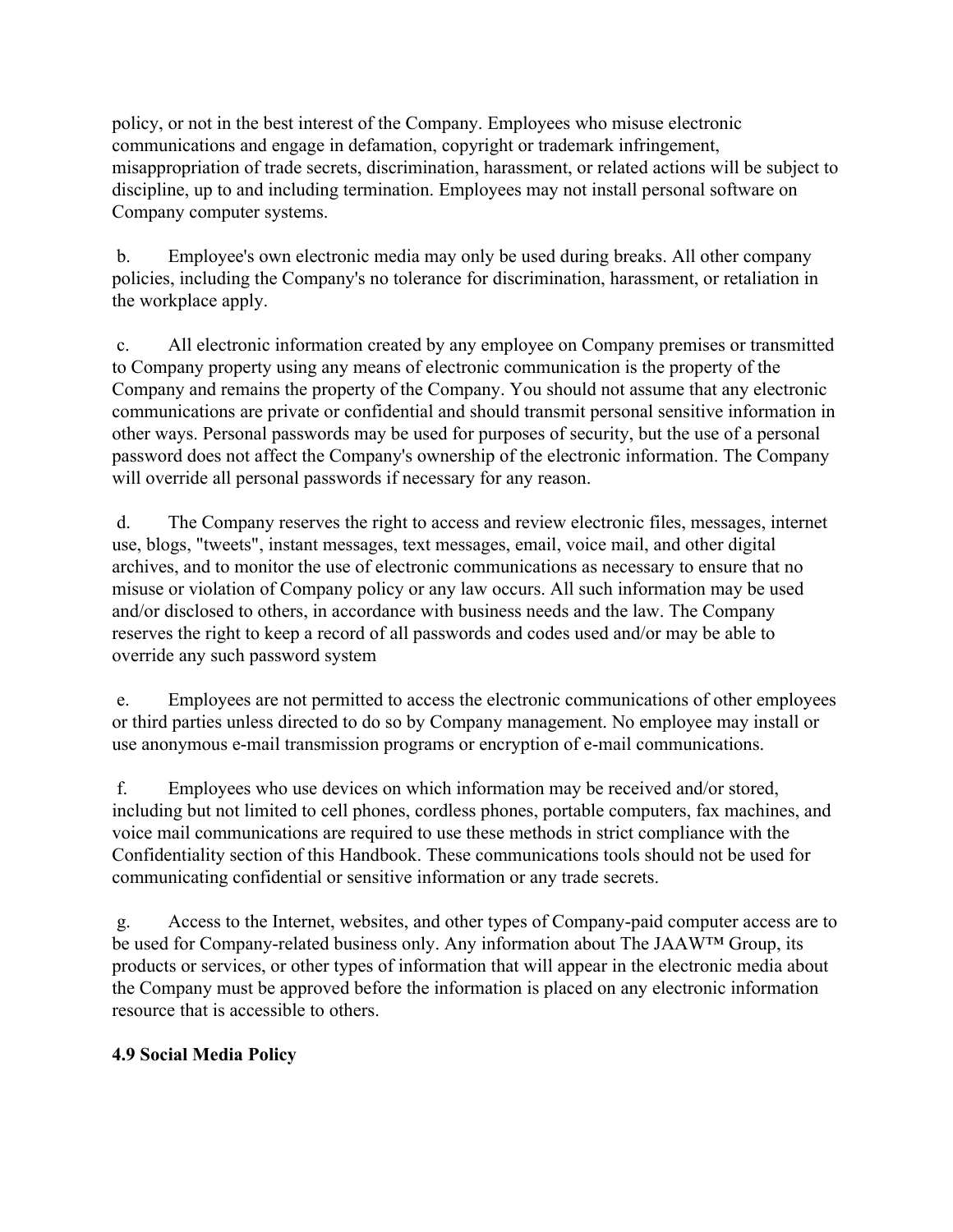policy, or not in the best interest of the Company. Employees who misuse electronic communications and engage in defamation, copyright or trademark infringement, misappropriation of trade secrets, discrimination, harassment, or related actions will be subject to discipline, up to and including termination. Employees may not install personal software on Company computer systems.

b. Employee's own electronic media may only be used during breaks. All other company policies, including the Company's no tolerance for discrimination, harassment, or retaliation in the workplace apply.

c. All electronic information created by any employee on Company premises or transmitted to Company property using any means of electronic communication is the property of the Company and remains the property of the Company. You should not assume that any electronic communications are private or confidential and should transmit personal sensitive information in other ways. Personal passwords may be used for purposes of security, but the use of a personal password does not affect the Company's ownership of the electronic information. The Company will override all personal passwords if necessary for any reason.

d. The Company reserves the right to access and review electronic files, messages, internet use, blogs, "tweets", instant messages, text messages, email, voice mail, and other digital archives, and to monitor the use of electronic communications as necessary to ensure that no misuse or violation of Company policy or any law occurs. All such information may be used and/or disclosed to others, in accordance with business needs and the law. The Company reserves the right to keep a record of all passwords and codes used and/or may be able to override any such password system

e. Employees are not permitted to access the electronic communications of other employees or third parties unless directed to do so by Company management. No employee may install or use anonymous e-mail transmission programs or encryption of e-mail communications.

f. Employees who use devices on which information may be received and/or stored, including but not limited to cell phones, cordless phones, portable computers, fax machines, and voice mail communications are required to use these methods in strict compliance with the Confidentiality section of this Handbook. These communications tools should not be used for communicating confidential or sensitive information or any trade secrets.

g. Access to the Internet, websites, and other types of Company-paid computer access are to be used for Company-related business only. Any information about The JAAW™ Group, its products or services, or other types of information that will appear in the electronic media about the Company must be approved before the information is placed on any electronic information resource that is accessible to others.

**4.9 Social Media Policy**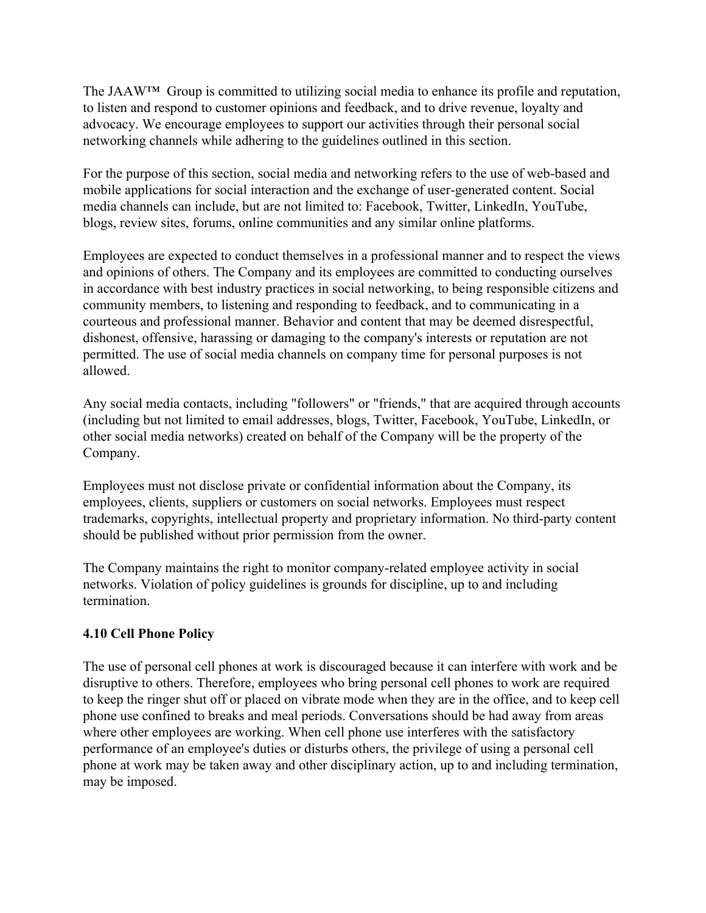The JAAW™ Group is committed to utilizing social media to enhance its profile and reputation, to listen and respond to customer opinions and feedback, and to drive revenue, loyalty and advocacy. We encourage employees to support our activities through their personal social networking channels while adhering to the guidelines outlined in this section.

For the purpose of this section, social media and networking refers to the use of web-based and mobile applications for social interaction and the exchange of user-generated content. Social media channels can include, but are not limited to: Facebook, Twitter, LinkedIn, YouTube, blogs, review sites, forums, online communities and any similar online platforms.

Employees are expected to conduct themselves in a professional manner and to respect the views and opinions of others. The Company and its employees are committed to conducting ourselves in accordance with best industry practices in social networking, to being responsible citizens and community members, to listening and responding to feedback, and to communicating in a courteous and professional manner. Behavior and content that may be deemed disrespectful, dishonest, offensive, harassing or damaging to the company's interests or reputation are not permitted. The use of social media channels on company time for personal purposes is not allowed.

Any social media contacts, including "followers" or "friends," that are acquired through accounts (including but not limited to email addresses, blogs, Twitter, Facebook, YouTube, LinkedIn, or other social media networks) created on behalf of the Company will be the property of the Company.

Employees must not disclose private or confidential information about the Company, its employees, clients, suppliers or customers on social networks. Employees must respect trademarks, copyrights, intellectual property and proprietary information. No third-party content should be published without prior permission from the owner.

The Company maintains the right to monitor company-related employee activity in social networks. Violation of policy guidelines is grounds for discipline, up to and including termination.

### 4.10 Cell Phone Policy

The use of personal cell phones at work is discouraged because it can interfere with work and be disruptive to others. Therefore, employees who bring personal cell phones to work are required to keep the ringer shut off or placed on vibrate mode when they are in the office, and to keep cell phone use confined to breaks and meal periods. Conversations should be had away from areas where other employees are working. When cell phone use interferes with the satisfactory performance of an employee's duties or disturbs others, the privilege of using a personal cell phone at work may be taken away and other disciplinary action, up to and including termination, may be imposed.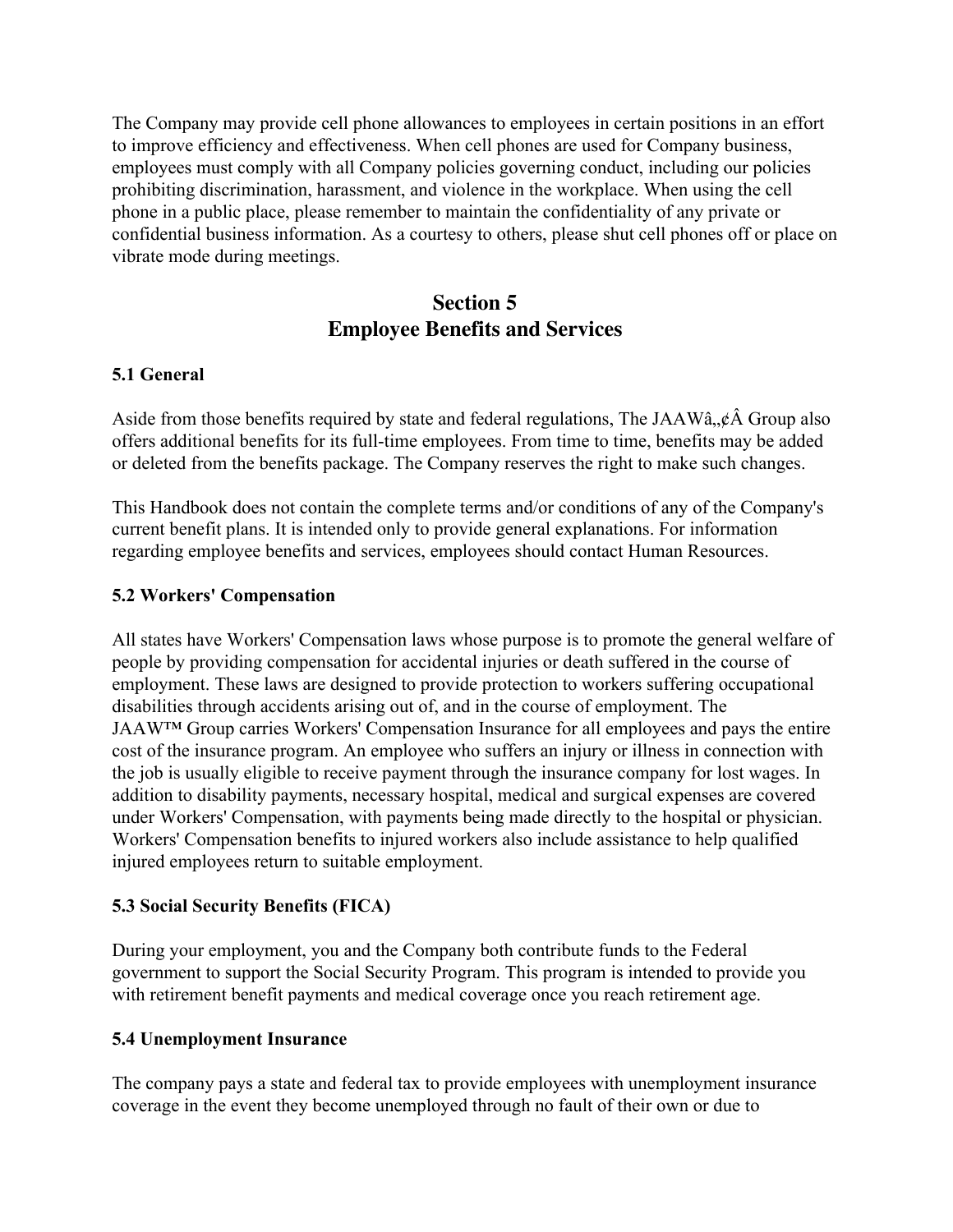The Company may provide cell phone allowances to employees in certain positions in an effort to improve efficiency and effectiveness. When cell phones are used for Company business, employees must comply with all Company policies governing conduct, including our policies prohibiting discrimination, harassment, and violence in the workplace. When using the cell phone in a public place, please remember to maintain the confidentiality of any private or confidential business information. As a courtesy to others, please shut cell phones off or place on vibrate mode during meetings.

## Section 5
## Employee Benefits and Services

### 5.1 General

Aside from those benefits required by state and federal regulations, The JAAWâ„¢Â Group also offers additional benefits for its full-time employees. From time to time, benefits may be added or deleted from the benefits package. The Company reserves the right to make such changes.

This Handbook does not contain the complete terms and/or conditions of any of the Company's current benefit plans. It is intended only to provide general explanations. For information regarding employee benefits and services, employees should contact Human Resources.

### 5.2 Workers' Compensation

All states have Workers' Compensation laws whose purpose is to promote the general welfare of people by providing compensation for accidental injuries or death suffered in the course of employment. These laws are designed to provide protection to workers suffering occupational disabilities through accidents arising out of, and in the course of employment. The JAAW™ Group carries Workers' Compensation Insurance for all employees and pays the entire cost of the insurance program. An employee who suffers an injury or illness in connection with the job is usually eligible to receive payment through the insurance company for lost wages. In addition to disability payments, necessary hospital, medical and surgical expenses are covered under Workers' Compensation, with payments being made directly to the hospital or physician. Workers' Compensation benefits to injured workers also include assistance to help qualified injured employees return to suitable employment.

### 5.3 Social Security Benefits (FICA)

During your employment, you and the Company both contribute funds to the Federal government to support the Social Security Program. This program is intended to provide you with retirement benefit payments and medical coverage once you reach retirement age.

### 5.4 Unemployment Insurance

The company pays a state and federal tax to provide employees with unemployment insurance coverage in the event they become unemployed through no fault of their own or due to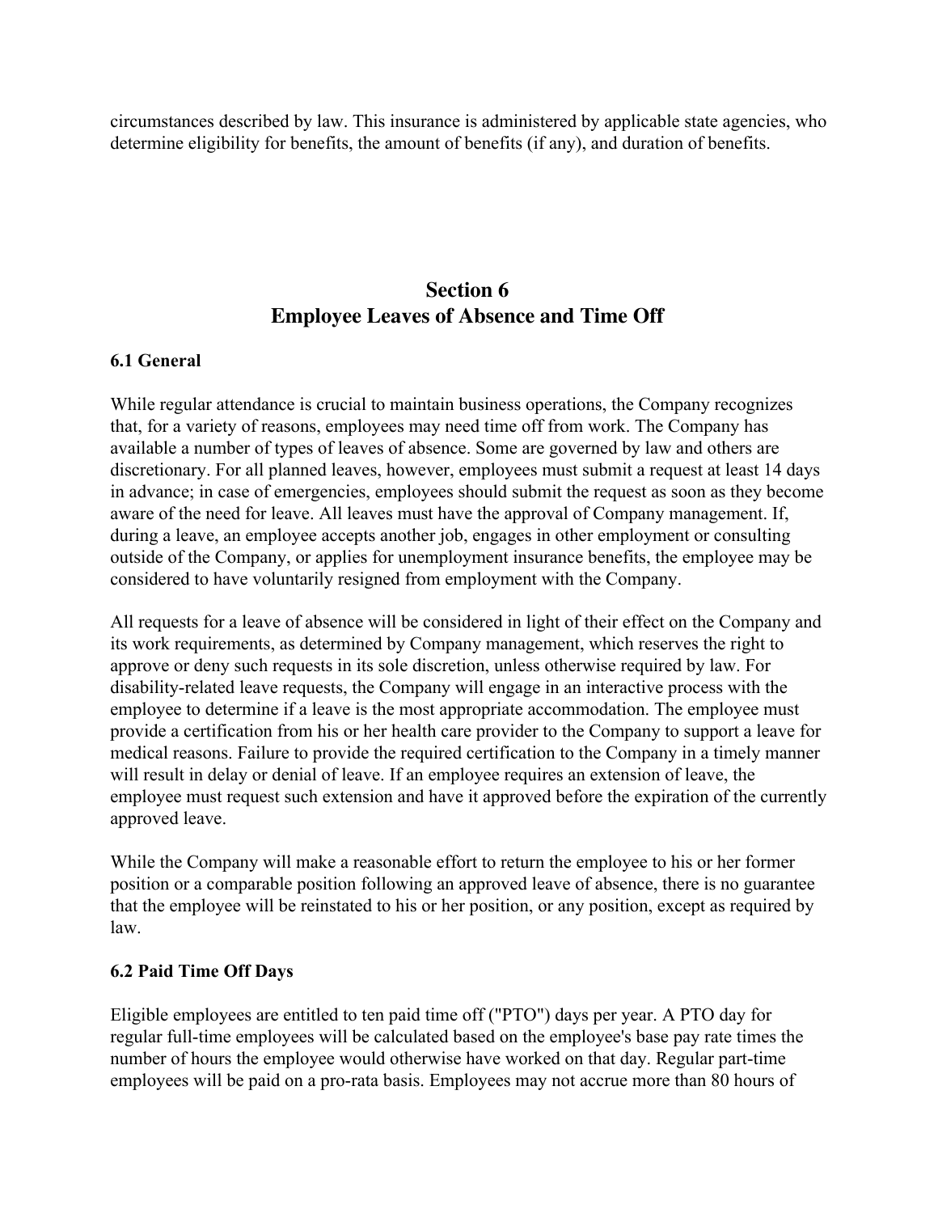circumstances described by law. This insurance is administered by applicable state agencies, who determine eligibility for benefits, the amount of benefits (if any), and duration of benefits.

## Section 6
## Employee Leaves of Absence and Time Off

### 6.1 General

While regular attendance is crucial to maintain business operations, the Company recognizes that, for a variety of reasons, employees may need time off from work. The Company has available a number of types of leaves of absence. Some are governed by law and others are discretionary. For all planned leaves, however, employees must submit a request at least 14 days in advance; in case of emergencies, employees should submit the request as soon as they become aware of the need for leave. All leaves must have the approval of Company management. If, during a leave, an employee accepts another job, engages in other employment or consulting outside of the Company, or applies for unemployment insurance benefits, the employee may be considered to have voluntarily resigned from employment with the Company.

All requests for a leave of absence will be considered in light of their effect on the Company and its work requirements, as determined by Company management, which reserves the right to approve or deny such requests in its sole discretion, unless otherwise required by law. For disability-related leave requests, the Company will engage in an interactive process with the employee to determine if a leave is the most appropriate accommodation. The employee must provide a certification from his or her health care provider to the Company to support a leave for medical reasons. Failure to provide the required certification to the Company in a timely manner will result in delay or denial of leave. If an employee requires an extension of leave, the employee must request such extension and have it approved before the expiration of the currently approved leave.

While the Company will make a reasonable effort to return the employee to his or her former position or a comparable position following an approved leave of absence, there is no guarantee that the employee will be reinstated to his or her position, or any position, except as required by law.

### 6.2 Paid Time Off Days

Eligible employees are entitled to ten paid time off ("PTO") days per year. A PTO day for regular full-time employees will be calculated based on the employee's base pay rate times the number of hours the employee would otherwise have worked on that day. Regular part-time employees will be paid on a pro-rata basis. Employees may not accrue more than 80 hours of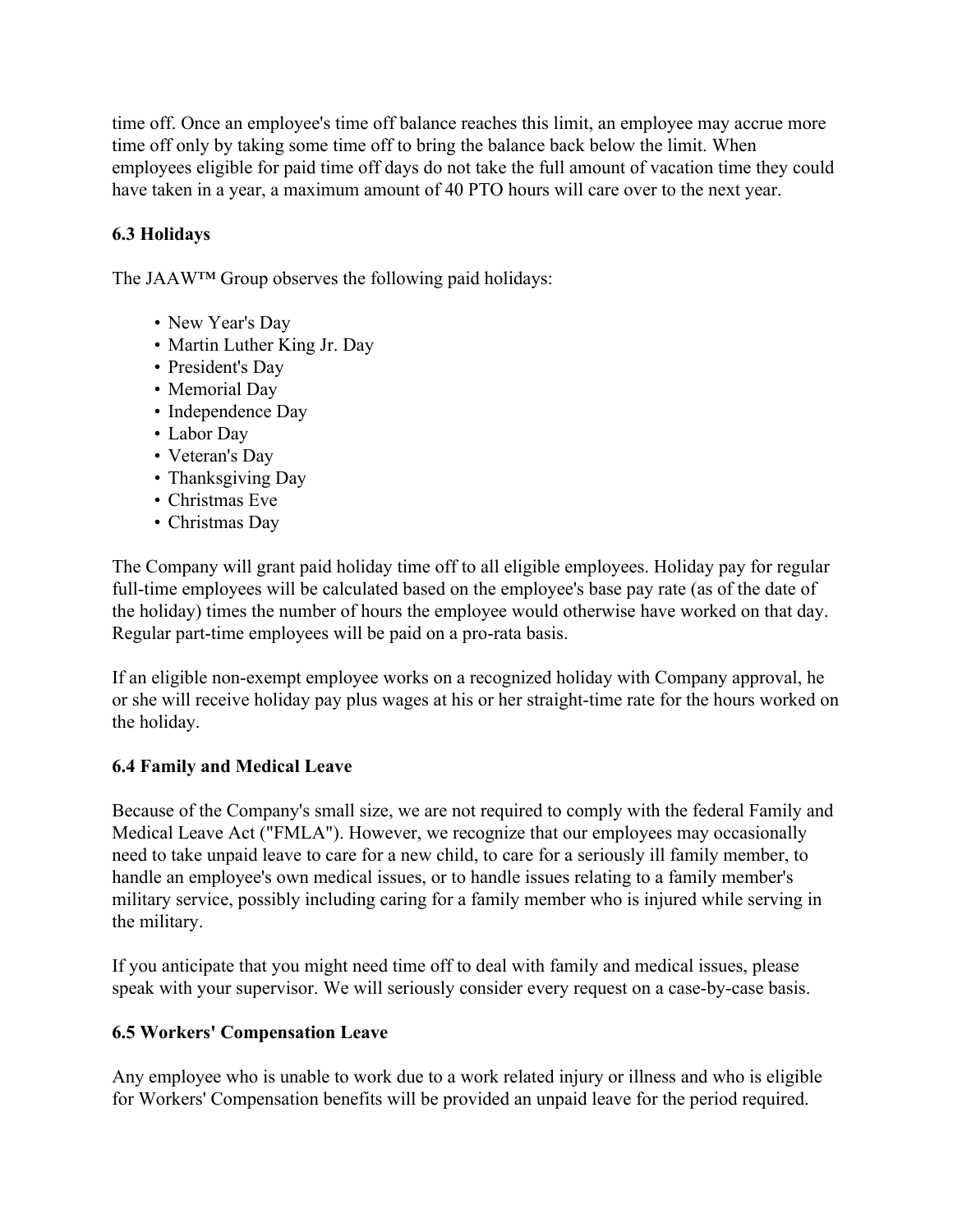time off. Once an employee's time off balance reaches this limit, an employee may accrue more time off only by taking some time off to bring the balance back below the limit. When employees eligible for paid time off days do not take the full amount of vacation time they could have taken in a year, a maximum amount of 40 PTO hours will care over to the next year.

### 6.3 Holidays

The JAAW™ Group observes the following paid holidays:

- New Year's Day
- Martin Luther King Jr. Day
- President's Day
- Memorial Day
- Independence Day
- Labor Day
- Veteran's Day
- Thanksgiving Day
- Christmas Eve
- Christmas Day

The Company will grant paid holiday time off to all eligible employees. Holiday pay for regular full-time employees will be calculated based on the employee's base pay rate (as of the date of the holiday) times the number of hours the employee would otherwise have worked on that day. Regular part-time employees will be paid on a pro-rata basis.

If an eligible non-exempt employee works on a recognized holiday with Company approval, he or she will receive holiday pay plus wages at his or her straight-time rate for the hours worked on the holiday.

### 6.4 Family and Medical Leave

Because of the Company's small size, we are not required to comply with the federal Family and Medical Leave Act ("FMLA"). However, we recognize that our employees may occasionally need to take unpaid leave to care for a new child, to care for a seriously ill family member, to handle an employee's own medical issues, or to handle issues relating to a family member's military service, possibly including caring for a family member who is injured while serving in the military.

If you anticipate that you might need time off to deal with family and medical issues, please speak with your supervisor. We will seriously consider every request on a case-by-case basis.

### 6.5 Workers' Compensation Leave

Any employee who is unable to work due to a work related injury or illness and who is eligible for Workers' Compensation benefits will be provided an unpaid leave for the period required.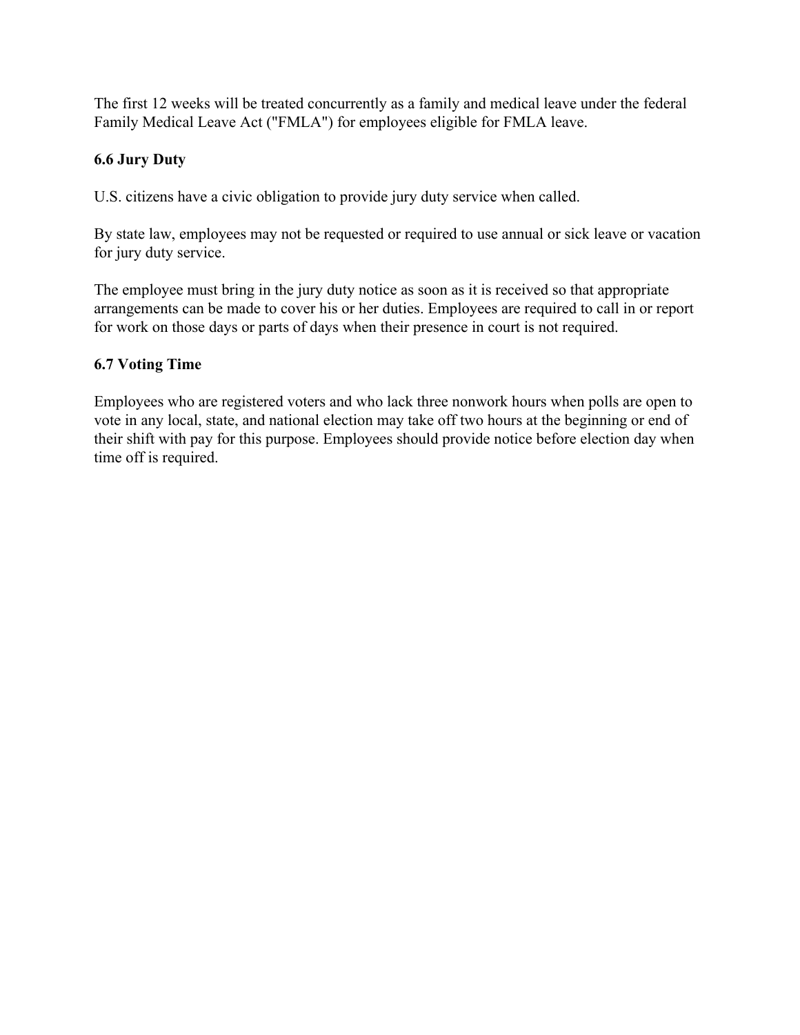The first 12 weeks will be treated concurrently as a family and medical leave under the federal Family Medical Leave Act ("FMLA") for employees eligible for FMLA leave.

### 6.6 Jury Duty

U.S. citizens have a civic obligation to provide jury duty service when called.

By state law, employees may not be requested or required to use annual or sick leave or vacation for jury duty service.

The employee must bring in the jury duty notice as soon as it is received so that appropriate arrangements can be made to cover his or her duties. Employees are required to call in or report for work on those days or parts of days when their presence in court is not required.

### 6.7 Voting Time

Employees who are registered voters and who lack three nonwork hours when polls are open to vote in any local, state, and national election may take off two hours at the beginning or end of their shift with pay for this purpose. Employees should provide notice before election day when time off is required.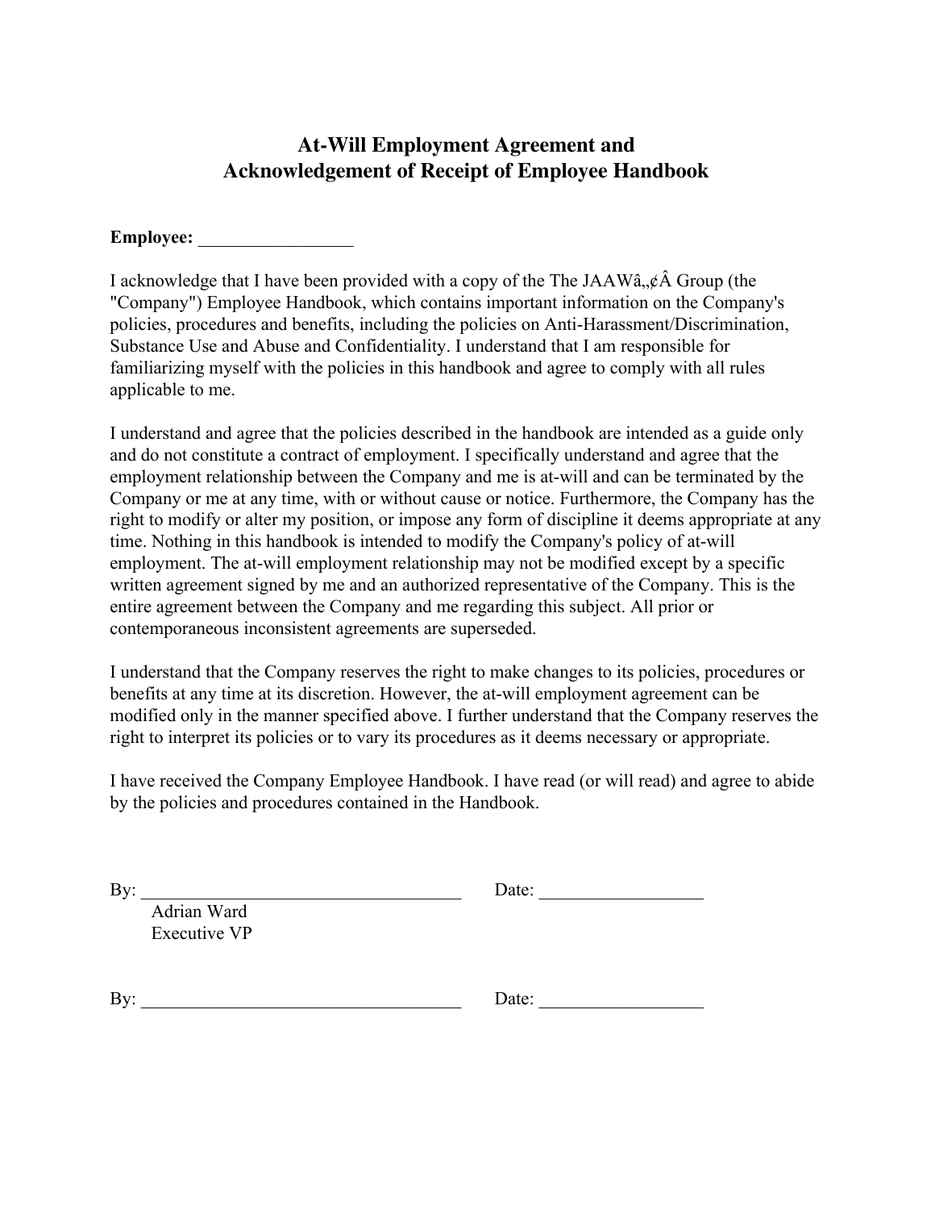# At-Will Employment Agreement and Acknowledgement of Receipt of Employee Handbook

**Employee:** _________________

I acknowledge that I have been provided with a copy of the The JAAWâ„¢Â Group (the "Company") Employee Handbook, which contains important information on the Company's policies, procedures and benefits, including the policies on Anti-Harassment/Discrimination, Substance Use and Abuse and Confidentiality. I understand that I am responsible for familiarizing myself with the policies in this handbook and agree to comply with all rules applicable to me.

I understand and agree that the policies described in the handbook are intended as a guide only and do not constitute a contract of employment. I specifically understand and agree that the employment relationship between the Company and me is at-will and can be terminated by the Company or me at any time, with or without cause or notice. Furthermore, the Company has the right to modify or alter my position, or impose any form of discipline it deems appropriate at any time. Nothing in this handbook is intended to modify the Company's policy of at-will employment. The at-will employment relationship may not be modified except by a specific written agreement signed by me and an authorized representative of the Company. This is the entire agreement between the Company and me regarding this subject. All prior or contemporaneous inconsistent agreements are superseded.

I understand that the Company reserves the right to make changes to its policies, procedures or benefits at any time at its discretion. However, the at-will employment agreement can be modified only in the manner specified above. I further understand that the Company reserves the right to interpret its policies or to vary its procedures as it deems necessary or appropriate.

I have received the Company Employee Handbook. I have read (or will read) and agree to abide by the policies and procedures contained in the Handbook.

By: ____________________________________ Date: __________________
Adrian Ward
Executive VP

By: ____________________________________ Date: __________________